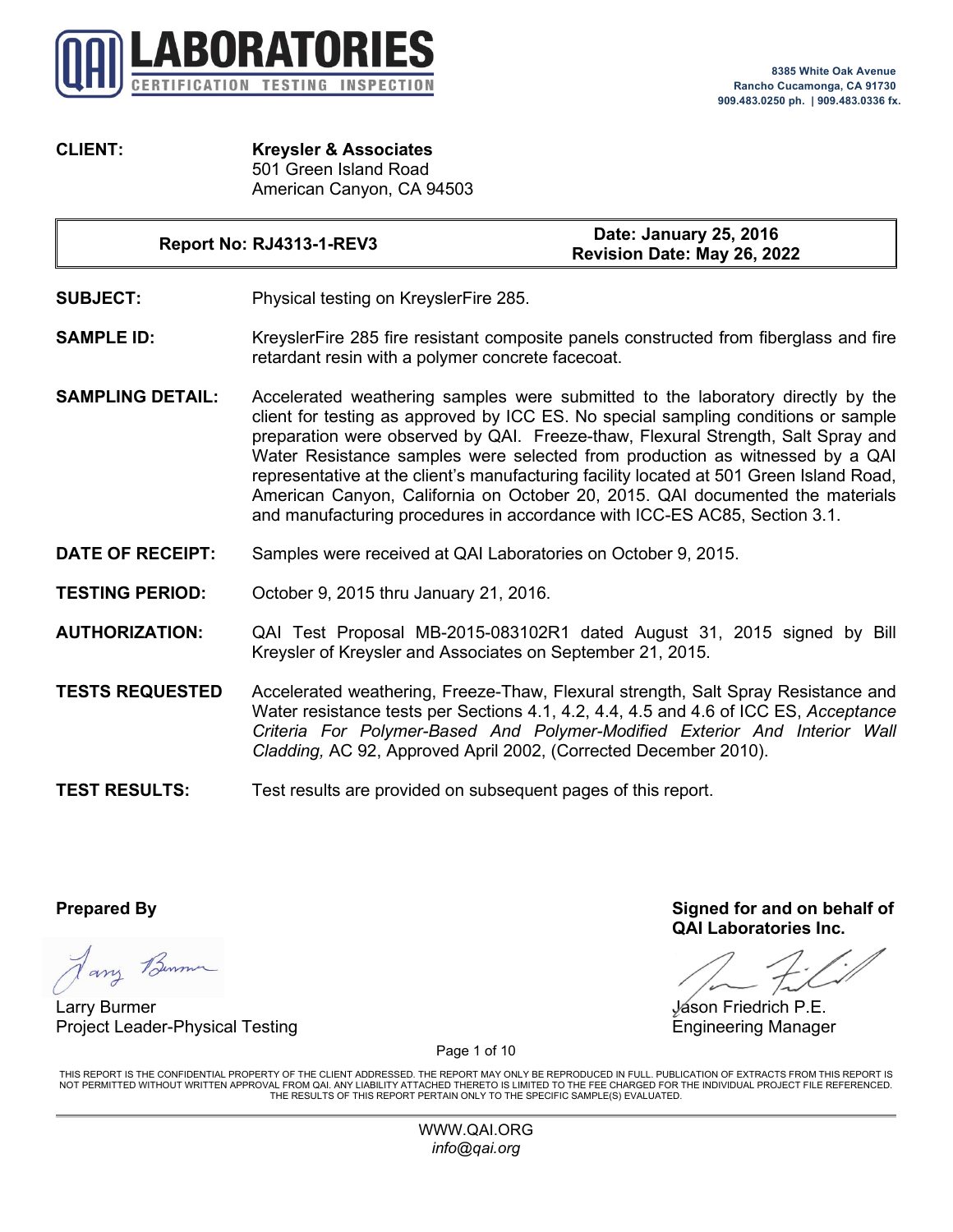# QAI LABORATORIES

CERTIFICATION TESTING INSPECTION

8385 White Oak Avenue
Rancho Cucamonga, CA 91730
909.483.0250 ph. | 909.483.0336 fx.

**CLIENT:** **Kreysler & Associates**
501 Green Island Road
American Canyon, CA 94503

| Report No: RJ4313-1-REV3 | Date: January 25, 2016<br>Revision Date: May 26, 2022 |
|---|---|

**SUBJECT:** Physical testing on KreyslerFire 285.

**SAMPLE ID:** KreyslerFire 285 fire resistant composite panels constructed from fiberglass and fire retardant resin with a polymer concrete facecoat.

**SAMPLING DETAIL:** Accelerated weathering samples were submitted to the laboratory directly by the client for testing as approved by ICC ES. No special sampling conditions or sample preparation were observed by QAI. Freeze-thaw, Flexural Strength, Salt Spray and Water Resistance samples were selected from production as witnessed by a QAI representative at the client's manufacturing facility located at 501 Green Island Road, American Canyon, California on October 20, 2015. QAI documented the materials and manufacturing procedures in accordance with ICC-ES AC85, Section 3.1.

**DATE OF RECEIPT:** Samples were received at QAI Laboratories on October 9, 2015.

**TESTING PERIOD:** October 9, 2015 thru January 21, 2016.

**AUTHORIZATION:** QAI Test Proposal MB-2015-083102R1 dated August 31, 2015 signed by Bill Kreysler of Kreysler and Associates on September 21, 2015.

**TESTS REQUESTED** Accelerated weathering, Freeze-Thaw, Flexural strength, Salt Spray Resistance and Water resistance tests per Sections 4.1, 4.2, 4.4, 4.5 and 4.6 of ICC ES, *Acceptance Criteria For Polymer-Based And Polymer-Modified Exterior And Interior Wall Cladding,* AC 92, Approved April 2002, (Corrected December 2010).

**TEST RESULTS:** Test results are provided on subsequent pages of this report.

**Prepared By**

Larry Burmer
Project Leader-Physical Testing

**Signed for and on behalf of QAI Laboratories Inc.**

Jason Friedrich P.E.
Engineering Manager

THIS REPORT IS THE CONFIDENTIAL PROPERTY OF THE CLIENT ADDRESSED. THE REPORT MAY ONLY BE REPRODUCED IN FULL. PUBLICATION OF EXTRACTS FROM THIS REPORT IS NOT PERMITTED WITHOUT WRITTEN APPROVAL FROM QAI. ANY LIABILITY ATTACHED THERETO IS LIMITED TO THE FEE CHARGED FOR THE INDIVIDUAL PROJECT FILE REFERENCED. THE RESULTS OF THIS REPORT PERTAIN ONLY TO THE SPECIFIC SAMPLE(S) EVALUATED.

WWW.QAI.ORG
*info@qai.org*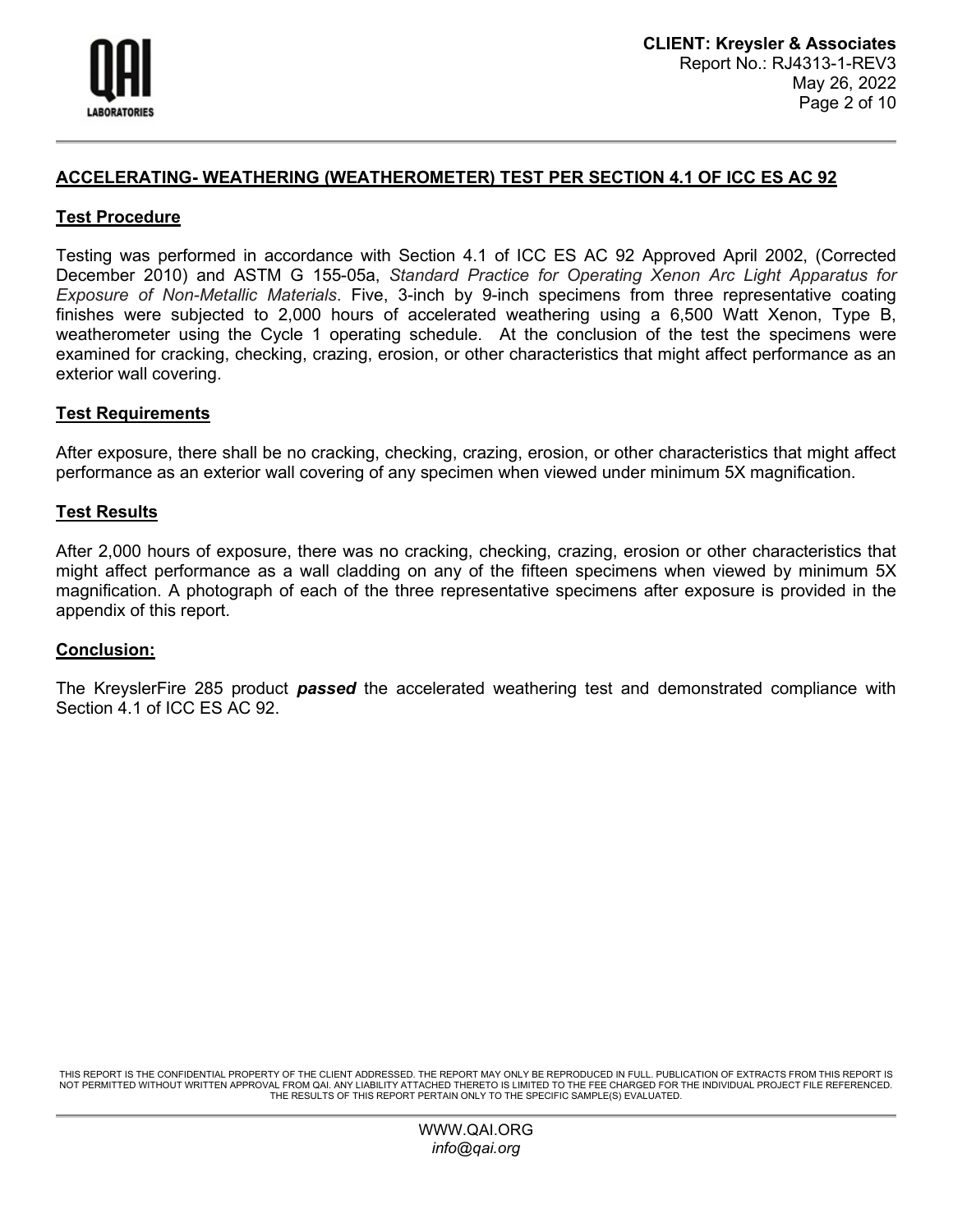## ACCELERATING- WEATHERING (WEATHEROMETER) TEST PER SECTION 4.1 OF ICC ES AC 92

### Test Procedure

Testing was performed in accordance with Section 4.1 of ICC ES AC 92 Approved April 2002, (Corrected December 2010) and ASTM G 155-05a, *Standard Practice for Operating Xenon Arc Light Apparatus for Exposure of Non-Metallic Materials*. Five, 3-inch by 9-inch specimens from three representative coating finishes were subjected to 2,000 hours of accelerated weathering using a 6,500 Watt Xenon, Type B, weatherometer using the Cycle 1 operating schedule. At the conclusion of the test the specimens were examined for cracking, checking, crazing, erosion, or other characteristics that might affect performance as an exterior wall covering.

### Test Requirements

After exposure, there shall be no cracking, checking, crazing, erosion, or other characteristics that might affect performance as an exterior wall covering of any specimen when viewed under minimum 5X magnification.

### Test Results

After 2,000 hours of exposure, there was no cracking, checking, crazing, erosion or other characteristics that might affect performance as a wall cladding on any of the fifteen specimens when viewed by minimum 5X magnification. A photograph of each of the three representative specimens after exposure is provided in the appendix of this report.

### Conclusion:

The KreyslerFire 285 product ***passed*** the accelerated weathering test and demonstrated compliance with Section 4.1 of ICC ES AC 92.

THIS REPORT IS THE CONFIDENTIAL PROPERTY OF THE CLIENT ADDRESSED. THE REPORT MAY ONLY BE REPRODUCED IN FULL. PUBLICATION OF EXTRACTS FROM THIS REPORT IS NOT PERMITTED WITHOUT WRITTEN APPROVAL FROM QAI. ANY LIABILITY ATTACHED THERETO IS LIMITED TO THE FEE CHARGED FOR THE INDIVIDUAL PROJECT FILE REFERENCED. THE RESULTS OF THIS REPORT PERTAIN ONLY TO THE SPECIFIC SAMPLE(S) EVALUATED.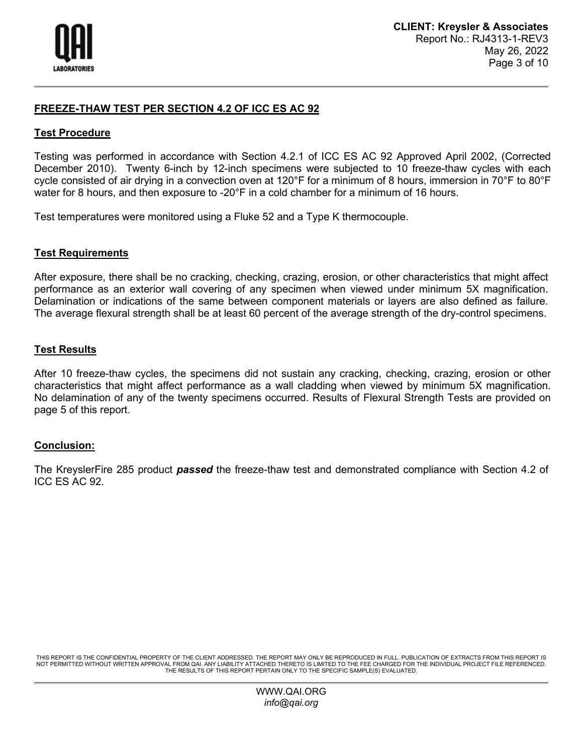## FREEZE-THAW TEST PER SECTION 4.2 OF ICC ES AC 92

### Test Procedure

Testing was performed in accordance with Section 4.2.1 of ICC ES AC 92 Approved April 2002, (Corrected December 2010). Twenty 6-inch by 12-inch specimens were subjected to 10 freeze-thaw cycles with each cycle consisted of air drying in a convection oven at 120°F for a minimum of 8 hours, immersion in 70°F to 80°F water for 8 hours, and then exposure to -20°F in a cold chamber for a minimum of 16 hours.

Test temperatures were monitored using a Fluke 52 and a Type K thermocouple.

### Test Requirements

After exposure, there shall be no cracking, checking, crazing, erosion, or other characteristics that might affect performance as an exterior wall covering of any specimen when viewed under minimum 5X magnification. Delamination or indications of the same between component materials or layers are also defined as failure. The average flexural strength shall be at least 60 percent of the average strength of the dry-control specimens.

### Test Results

After 10 freeze-thaw cycles, the specimens did not sustain any cracking, checking, crazing, erosion or other characteristics that might affect performance as a wall cladding when viewed by minimum 5X magnification. No delamination of any of the twenty specimens occurred. Results of Flexural Strength Tests are provided on page 5 of this report.

### Conclusion:

The KreyslerFire 285 product ***passed*** the freeze-thaw test and demonstrated compliance with Section 4.2 of ICC ES AC 92.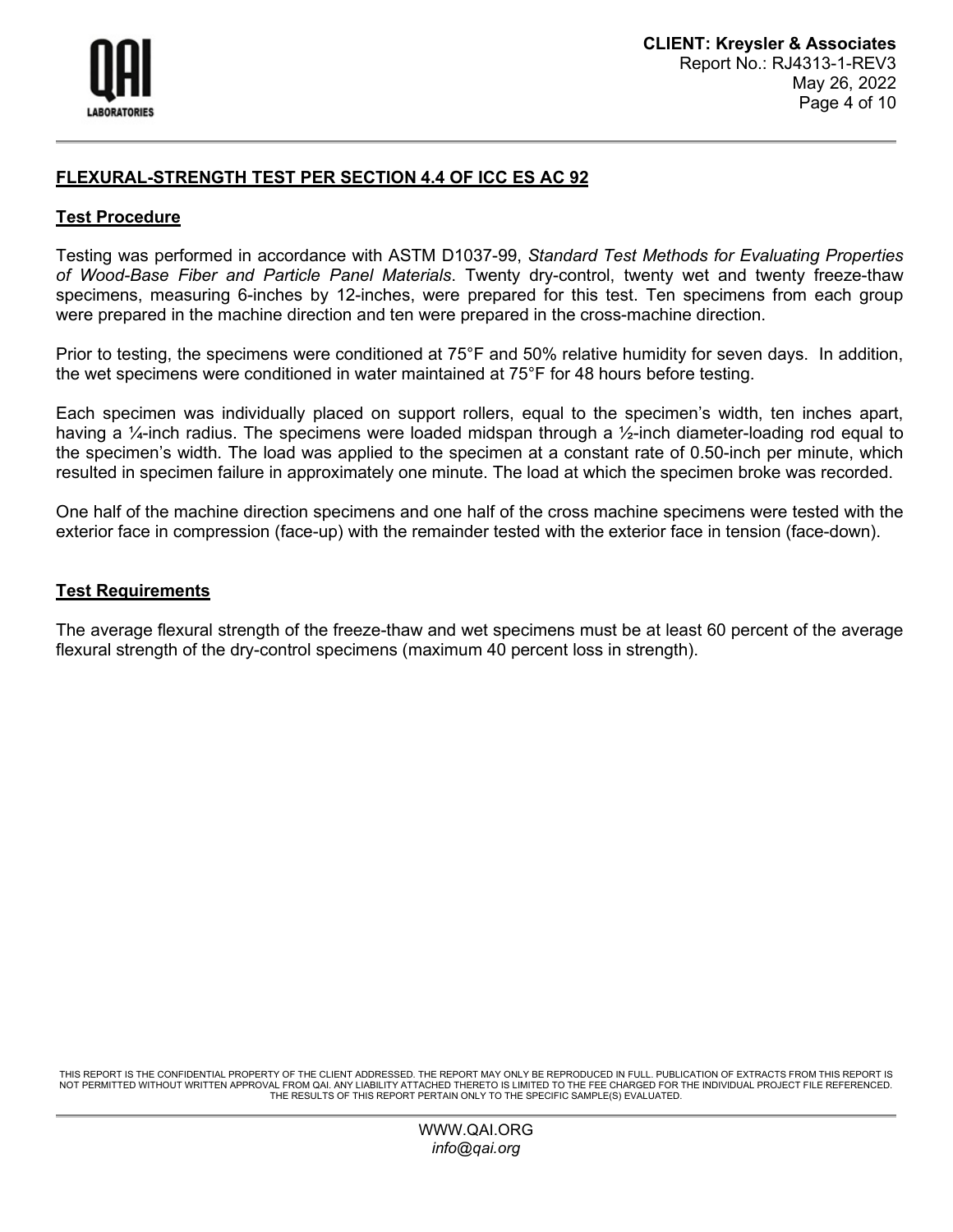## FLEXURAL-STRENGTH TEST PER SECTION 4.4 OF ICC ES AC 92

### Test Procedure

Testing was performed in accordance with ASTM D1037-99, *Standard Test Methods for Evaluating Properties of Wood-Base Fiber and Particle Panel Materials*. Twenty dry-control, twenty wet and twenty freeze-thaw specimens, measuring 6-inches by 12-inches, were prepared for this test. Ten specimens from each group were prepared in the machine direction and ten were prepared in the cross-machine direction.

Prior to testing, the specimens were conditioned at 75°F and 50% relative humidity for seven days. In addition, the wet specimens were conditioned in water maintained at 75°F for 48 hours before testing.

Each specimen was individually placed on support rollers, equal to the specimen's width, ten inches apart, having a ¼-inch radius. The specimens were loaded midspan through a ½-inch diameter-loading rod equal to the specimen's width. The load was applied to the specimen at a constant rate of 0.50-inch per minute, which resulted in specimen failure in approximately one minute. The load at which the specimen broke was recorded.

One half of the machine direction specimens and one half of the cross machine specimens were tested with the exterior face in compression (face-up) with the remainder tested with the exterior face in tension (face-down).

### Test Requirements

The average flexural strength of the freeze-thaw and wet specimens must be at least 60 percent of the average flexural strength of the dry-control specimens (maximum 40 percent loss in strength).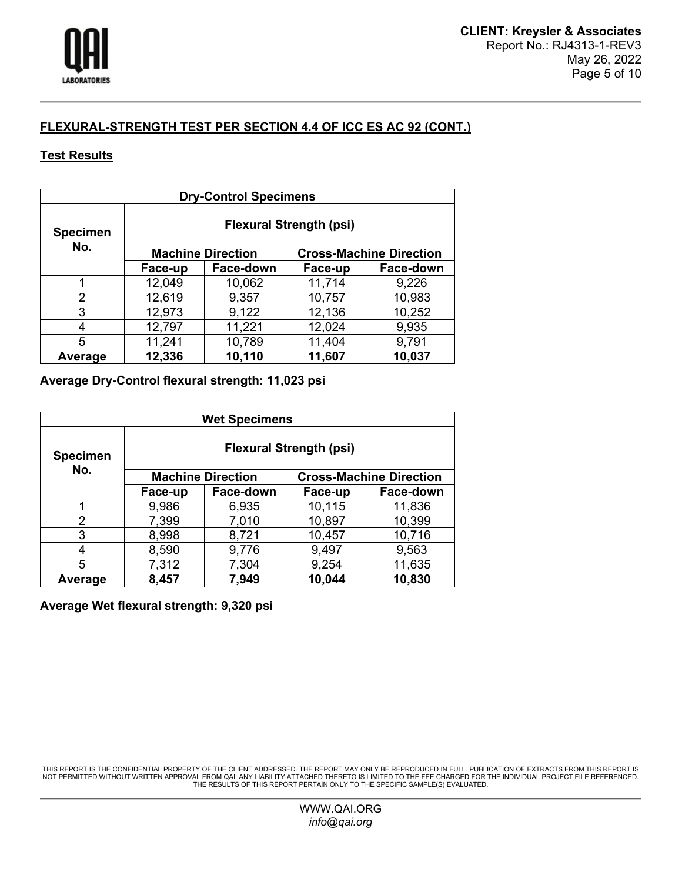## FLEXURAL-STRENGTH TEST PER SECTION 4.4 OF ICC ES AC 92 (CONT.)

### Test Results

| Dry-Control Specimens | | | | |
|---|---|---|---|---|
| **Specimen No.** | **Flexural Strength (psi)** | | | |
| | **Machine Direction** | | **Cross-Machine Direction** | |
| | **Face-up** | **Face-down** | **Face-up** | **Face-down** |
| 1 | 12,049 | 10,062 | 11,714 | 9,226 |
| 2 | 12,619 | 9,357 | 10,757 | 10,983 |
| 3 | 12,973 | 9,122 | 12,136 | 10,252 |
| 4 | 12,797 | 11,221 | 12,024 | 9,935 |
| 5 | 11,241 | 10,789 | 11,404 | 9,791 |
| **Average** | **12,336** | **10,110** | **11,607** | **10,037** |

**Average Dry-Control flexural strength: 11,023 psi**

| Wet Specimens | | | | |
|---|---|---|---|---|
| **Specimen No.** | **Flexural Strength (psi)** | | | |
| | **Machine Direction** | | **Cross-Machine Direction** | |
| | **Face-up** | **Face-down** | **Face-up** | **Face-down** |
| 1 | 9,986 | 6,935 | 10,115 | 11,836 |
| 2 | 7,399 | 7,010 | 10,897 | 10,399 |
| 3 | 8,998 | 8,721 | 10,457 | 10,716 |
| 4 | 8,590 | 9,776 | 9,497 | 9,563 |
| 5 | 7,312 | 7,304 | 9,254 | 11,635 |
| **Average** | **8,457** | **7,949** | **10,044** | **10,830** |

**Average Wet flexural strength: 9,320 psi**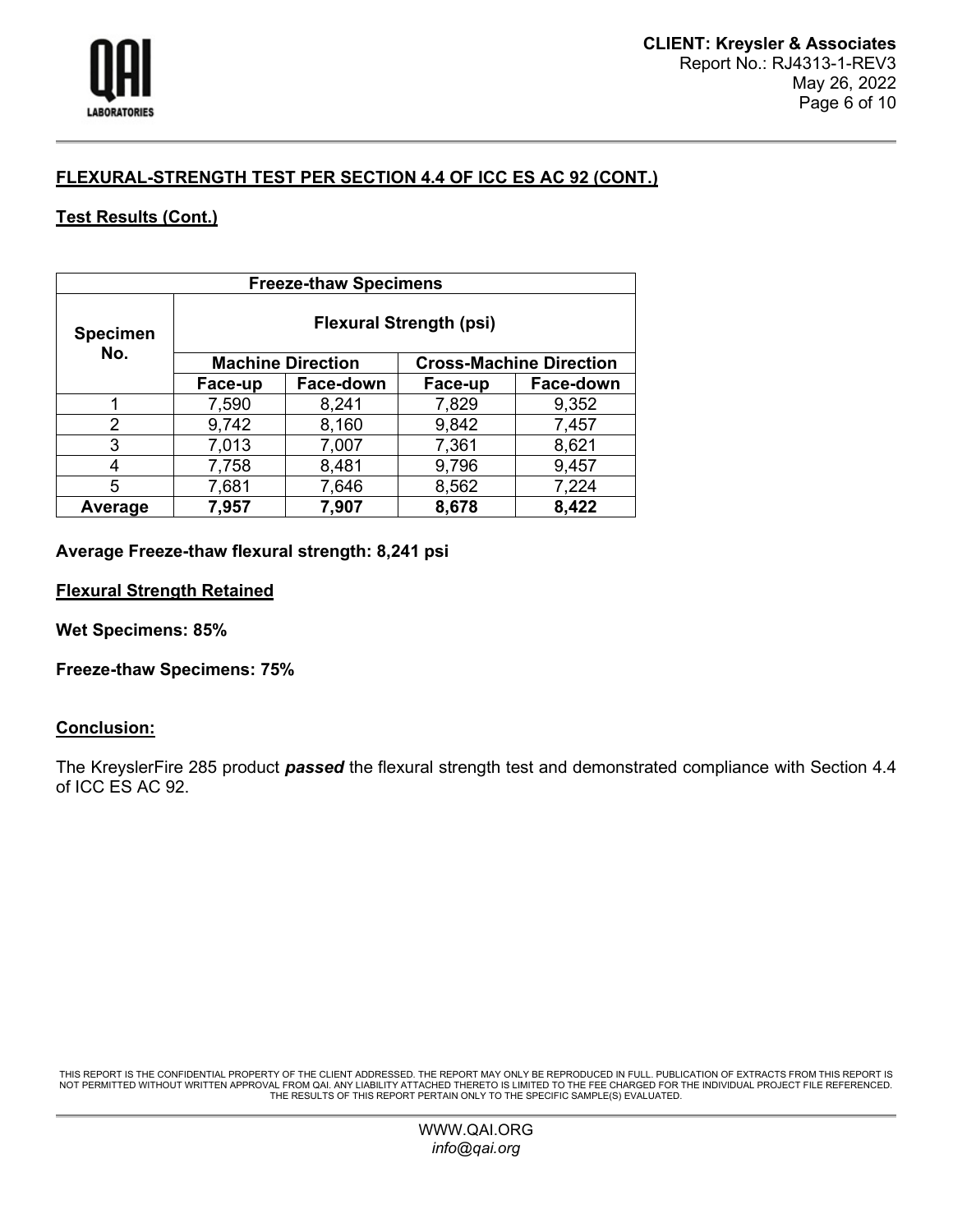## FLEXURAL-STRENGTH TEST PER SECTION 4.4 OF ICC ES AC 92 (CONT.)

### Test Results (Cont.)

| Freeze-thaw Specimens | | | | |
|---|---|---|---|---|
| **Specimen No.** | **Flexural Strength (psi)** | | | |
| | **Machine Direction** | | **Cross-Machine Direction** | |
| | **Face-up** | **Face-down** | **Face-up** | **Face-down** |
| 1 | 7,590 | 8,241 | 7,829 | 9,352 |
| 2 | 9,742 | 8,160 | 9,842 | 7,457 |
| 3 | 7,013 | 7,007 | 7,361 | 8,621 |
| 4 | 7,758 | 8,481 | 9,796 | 9,457 |
| 5 | 7,681 | 7,646 | 8,562 | 7,224 |
| **Average** | **7,957** | **7,907** | **8,678** | **8,422** |

**Average Freeze-thaw flexural strength: 8,241 psi**

### Flexural Strength Retained

**Wet Specimens: 85%**

**Freeze-thaw Specimens: 75%**

### Conclusion:

The KreyslerFire 285 product ***passed*** the flexural strength test and demonstrated compliance with Section 4.4 of ICC ES AC 92.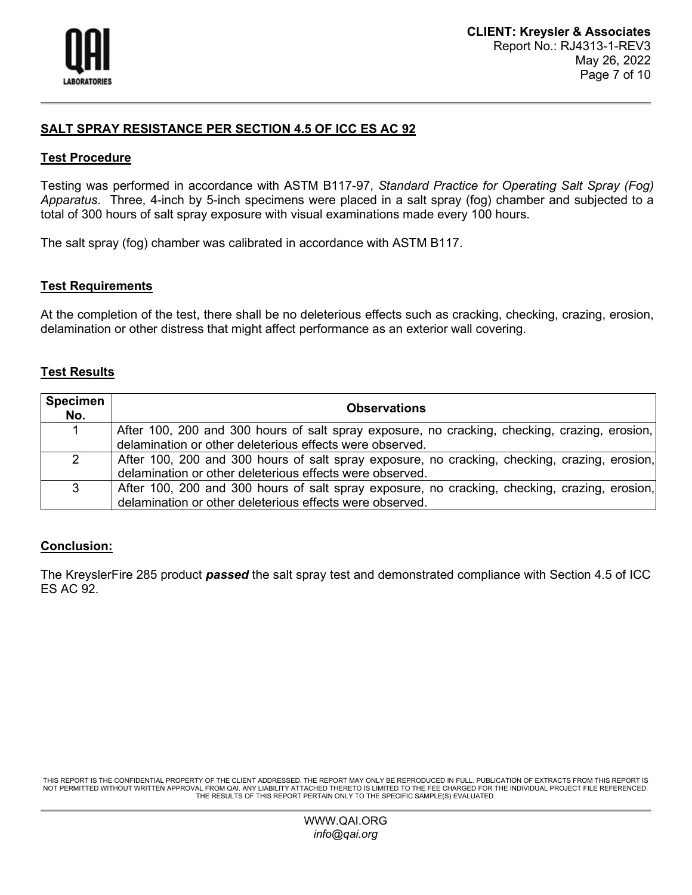## SALT SPRAY RESISTANCE PER SECTION 4.5 OF ICC ES AC 92

### Test Procedure

Testing was performed in accordance with ASTM B117-97, *Standard Practice for Operating Salt Spray (Fog) Apparatus*. Three, 4-inch by 5-inch specimens were placed in a salt spray (fog) chamber and subjected to a total of 300 hours of salt spray exposure with visual examinations made every 100 hours.

The salt spray (fog) chamber was calibrated in accordance with ASTM B117.

### Test Requirements

At the completion of the test, there shall be no deleterious effects such as cracking, checking, crazing, erosion, delamination or other distress that might affect performance as an exterior wall covering.

### Test Results

| Specimen No. | Observations |
|---|---|
| 1 | After 100, 200 and 300 hours of salt spray exposure, no cracking, checking, crazing, erosion, delamination or other deleterious effects were observed. |
| 2 | After 100, 200 and 300 hours of salt spray exposure, no cracking, checking, crazing, erosion, delamination or other deleterious effects were observed. |
| 3 | After 100, 200 and 300 hours of salt spray exposure, no cracking, checking, crazing, erosion, delamination or other deleterious effects were observed. |

### Conclusion:

The KreyslerFire 285 product ***passed*** the salt spray test and demonstrated compliance with Section 4.5 of ICC ES AC 92.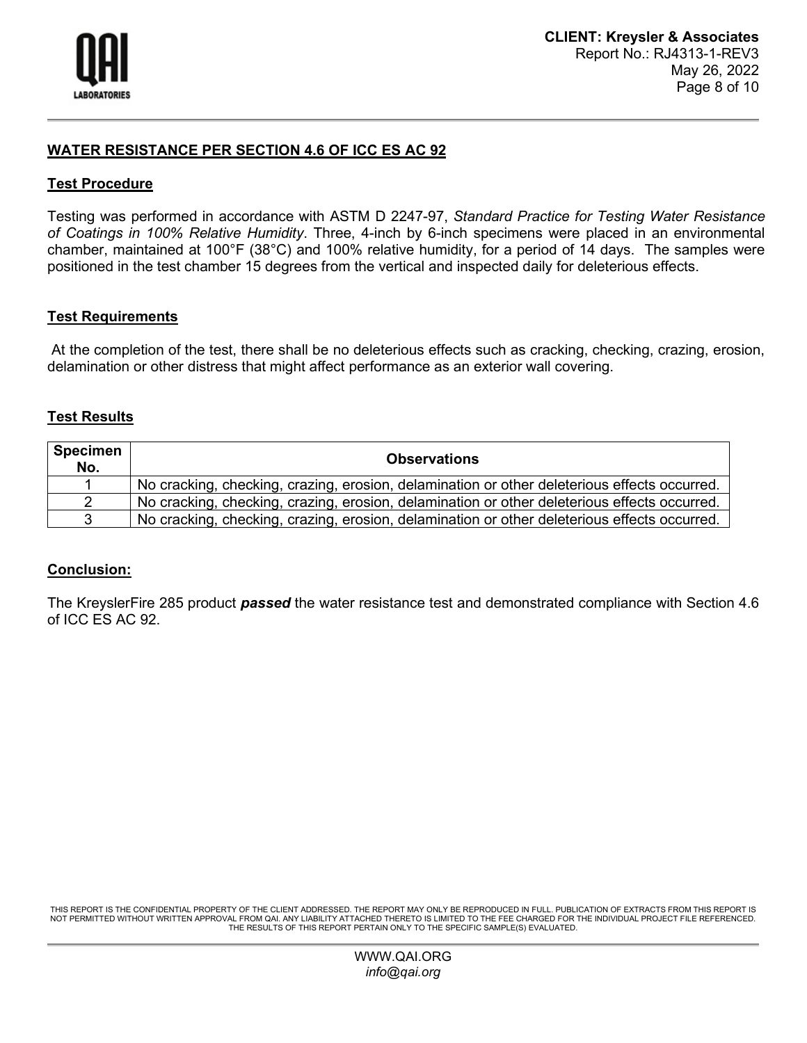## WATER RESISTANCE PER SECTION 4.6 OF ICC ES AC 92

### Test Procedure

Testing was performed in accordance with ASTM D 2247-97, *Standard Practice for Testing Water Resistance of Coatings in 100% Relative Humidity*. Three, 4-inch by 6-inch specimens were placed in an environmental chamber, maintained at 100°F (38°C) and 100% relative humidity, for a period of 14 days. The samples were positioned in the test chamber 15 degrees from the vertical and inspected daily for deleterious effects.

### Test Requirements

At the completion of the test, there shall be no deleterious effects such as cracking, checking, crazing, erosion, delamination or other distress that might affect performance as an exterior wall covering.

### Test Results

| Specimen No. | Observations |
|---|---|
| 1 | No cracking, checking, crazing, erosion, delamination or other deleterious effects occurred. |
| 2 | No cracking, checking, crazing, erosion, delamination or other deleterious effects occurred. |
| 3 | No cracking, checking, crazing, erosion, delamination or other deleterious effects occurred. |

### Conclusion:

The KreyslerFire 285 product ***passed*** the water resistance test and demonstrated compliance with Section 4.6 of ICC ES AC 92.

THIS REPORT IS THE CONFIDENTIAL PROPERTY OF THE CLIENT ADDRESSED. THE REPORT MAY ONLY BE REPRODUCED IN FULL. PUBLICATION OF EXTRACTS FROM THIS REPORT IS NOT PERMITTED WITHOUT WRITTEN APPROVAL FROM QAI. ANY LIABILITY ATTACHED THERETO IS LIMITED TO THE FEE CHARGED FOR THE INDIVIDUAL PROJECT FILE REFERENCED. THE RESULTS OF THIS REPORT PERTAIN ONLY TO THE SPECIFIC SAMPLE(S) EVALUATED.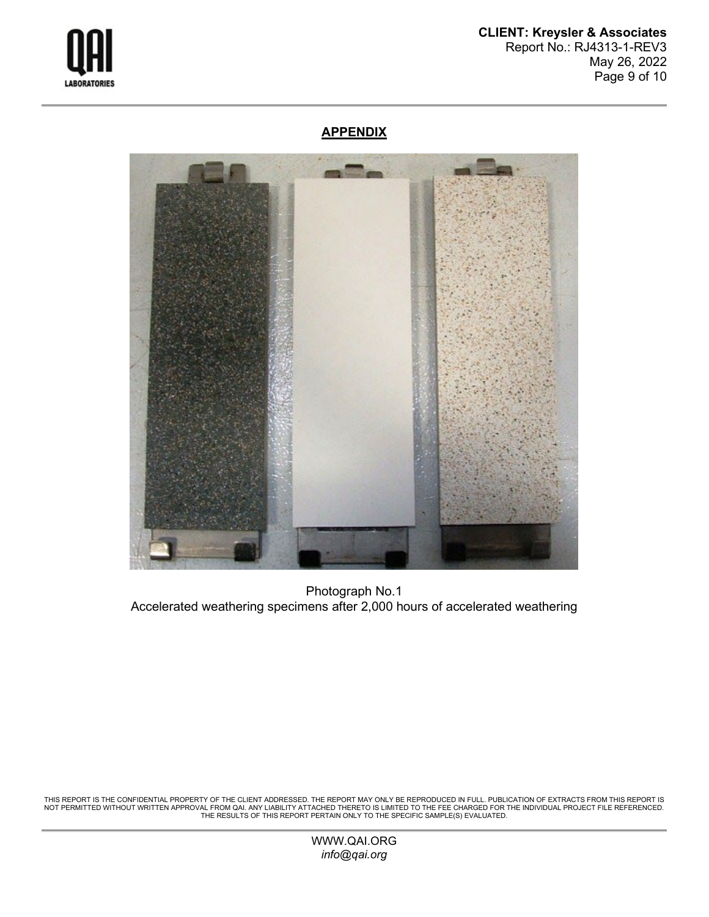## APPENDIX

Photograph No.1
Accelerated weathering specimens after 2,000 hours of accelerated weathering

THIS REPORT IS THE CONFIDENTIAL PROPERTY OF THE CLIENT ADDRESSED. THE REPORT MAY ONLY BE REPRODUCED IN FULL. PUBLICATION OF EXTRACTS FROM THIS REPORT IS NOT PERMITTED WITHOUT WRITTEN APPROVAL FROM QAI. ANY LIABILITY ATTACHED THERETO IS LIMITED TO THE FEE CHARGED FOR THE INDIVIDUAL PROJECT FILE REFERENCED. THE RESULTS OF THIS REPORT PERTAIN ONLY TO THE SPECIFIC SAMPLE(S) EVALUATED.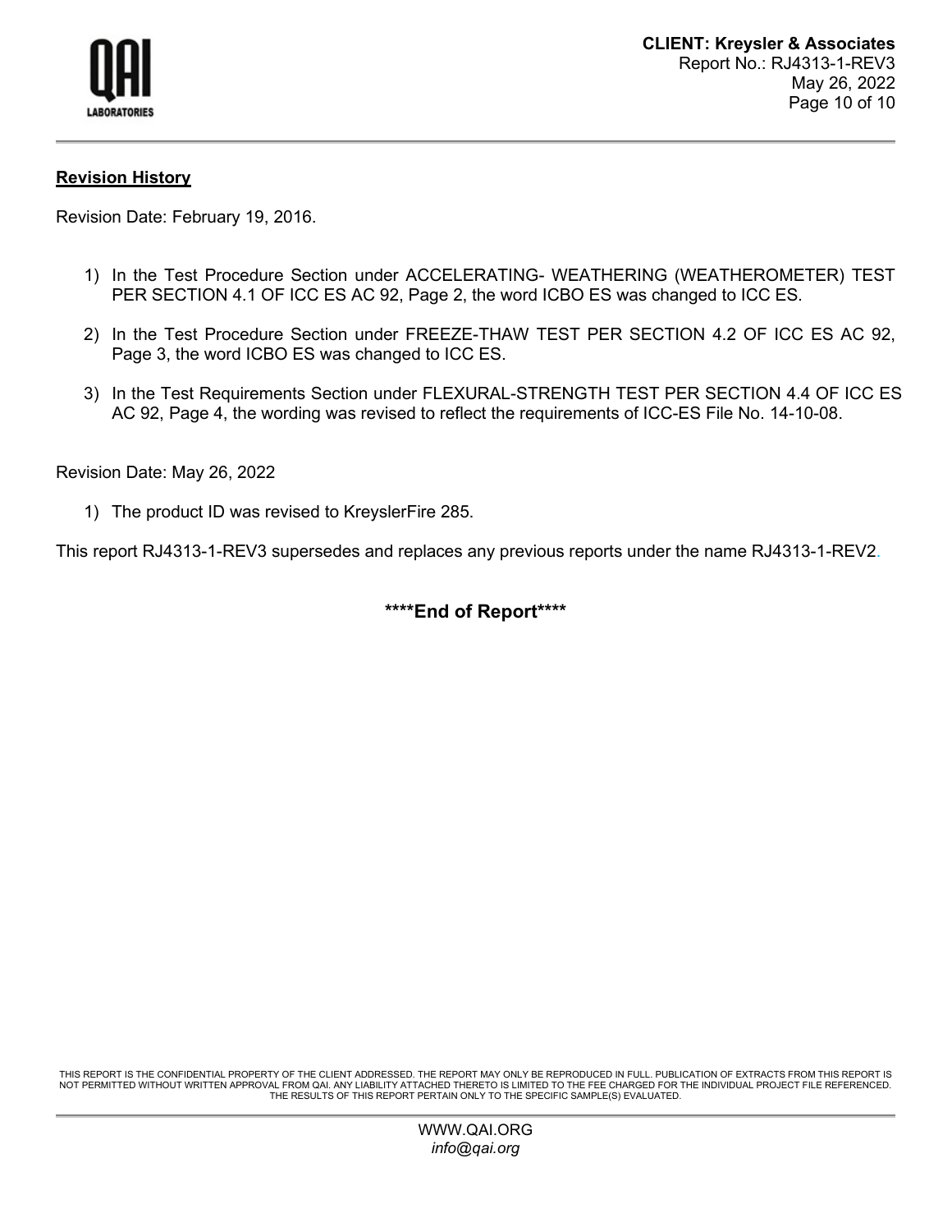## Revision History

Revision Date: February 19, 2016.

1) In the Test Procedure Section under ACCELERATING- WEATHERING (WEATHEROMETER) TEST PER SECTION 4.1 OF ICC ES AC 92, Page 2, the word ICBO ES was changed to ICC ES.

2) In the Test Procedure Section under FREEZE-THAW TEST PER SECTION 4.2 OF ICC ES AC 92, Page 3, the word ICBO ES was changed to ICC ES.

3) In the Test Requirements Section under FLEXURAL-STRENGTH TEST PER SECTION 4.4 OF ICC ES AC 92, Page 4, the wording was revised to reflect the requirements of ICC-ES File No. 14-10-08.

Revision Date: May 26, 2022

1) The product ID was revised to KreyslerFire 285.

This report RJ4313-1-REV3 supersedes and replaces any previous reports under the name RJ4313-1-REV2.

**\*\*\*\*End of Report\*\*\*\***

THIS REPORT IS THE CONFIDENTIAL PROPERTY OF THE CLIENT ADDRESSED. THE REPORT MAY ONLY BE REPRODUCED IN FULL. PUBLICATION OF EXTRACTS FROM THIS REPORT IS NOT PERMITTED WITHOUT WRITTEN APPROVAL FROM QAI. ANY LIABILITY ATTACHED THERETO IS LIMITED TO THE FEE CHARGED FOR THE INDIVIDUAL PROJECT FILE REFERENCED. THE RESULTS OF THIS REPORT PERTAIN ONLY TO THE SPECIFIC SAMPLE(S) EVALUATED.